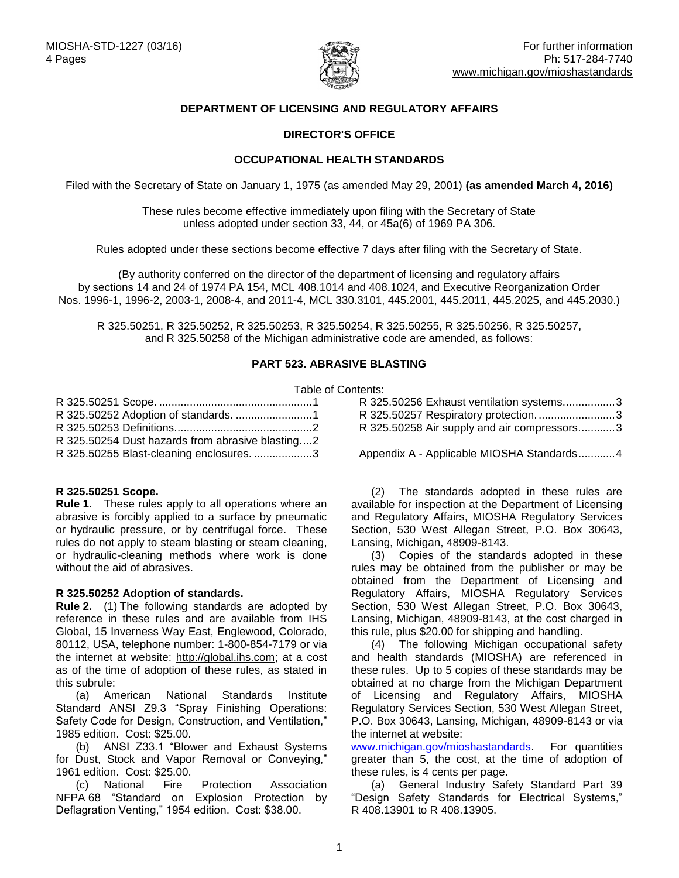MIOSHA-STD-1227 (03/16)
4 Pages

For further information
Ph: 517-284-7740
www.michigan.gov/mioshastandards

**DEPARTMENT OF LICENSING AND REGULATORY AFFAIRS**

**DIRECTOR'S OFFICE**

**OCCUPATIONAL HEALTH STANDARDS**

Filed with the Secretary of State on January 1, 1975 (as amended May 29, 2001) **(as amended March 4, 2016)**

These rules become effective immediately upon filing with the Secretary of State unless adopted under section 33, 44, or 45a(6) of 1969 PA 306.

Rules adopted under these sections become effective 7 days after filing with the Secretary of State.

(By authority conferred on the director of the department of licensing and regulatory affairs by sections 14 and 24 of 1974 PA 154, MCL 408.1014 and 408.1024, and Executive Reorganization Order Nos. 1996-1, 1996-2, 2003-1, 2008-4, and 2011-4, MCL 330.3101, 445.2001, 445.2011, 445.2025, and 445.2030.)

R 325.50251, R 325.50252, R 325.50253, R 325.50254, R 325.50255, R 325.50256, R 325.50257, and R 325.50258 of the Michigan administrative code are amended, as follows:

## PART 523. ABRASIVE BLASTING

Table of Contents:

- R 325.50251 Scope. ....1
- R 325.50252 Adoption of standards. ....1
- R 325.50253 Definitions....2
- R 325.50254 Dust hazards from abrasive blasting....2
- R 325.50255 Blast-cleaning enclosures. ....3
- R 325.50256 Exhaust ventilation systems....3
- R 325.50257 Respiratory protection. ....3
- R 325.50258 Air supply and air compressors....3
- Appendix A - Applicable MIOSHA Standards....4

### R 325.50251 Scope.

**Rule 1.** These rules apply to all operations where an abrasive is forcibly applied to a surface by pneumatic or hydraulic pressure, or by centrifugal force. These rules do not apply to steam blasting or steam cleaning, or hydraulic-cleaning methods where work is done without the aid of abrasives.

### R 325.50252 Adoption of standards.

**Rule 2.** (1) The following standards are adopted by reference in these rules and are available from IHS Global, 15 Inverness Way East, Englewood, Colorado, 80112, USA, telephone number: 1-800-854-7179 or via the internet at website: http://global.ihs.com; at a cost as of the time of adoption of these rules, as stated in this subrule:

(a) American National Standards Institute Standard ANSI Z9.3 "Spray Finishing Operations: Safety Code for Design, Construction, and Ventilation," 1985 edition. Cost: $25.00.

(b) ANSI Z33.1 "Blower and Exhaust Systems for Dust, Stock and Vapor Removal or Conveying," 1961 edition. Cost: $25.00.

(c) National Fire Protection Association NFPA 68 "Standard on Explosion Protection by Deflagration Venting," 1954 edition. Cost: $38.00.

(2) The standards adopted in these rules are available for inspection at the Department of Licensing and Regulatory Affairs, MIOSHA Regulatory Services Section, 530 West Allegan Street, P.O. Box 30643, Lansing, Michigan, 48909-8143.

(3) Copies of the standards adopted in these rules may be obtained from the publisher or may be obtained from the Department of Licensing and Regulatory Affairs, MIOSHA Regulatory Services Section, 530 West Allegan Street, P.O. Box 30643, Lansing, Michigan, 48909-8143, at the cost charged in this rule, plus $20.00 for shipping and handling.

(4) The following Michigan occupational safety and health standards (MIOSHA) are referenced in these rules. Up to 5 copies of these standards may be obtained at no charge from the Michigan Department of Licensing and Regulatory Affairs, MIOSHA Regulatory Services Section, 530 West Allegan Street, P.O. Box 30643, Lansing, Michigan, 48909-8143 or via the internet at website: www.michigan.gov/mioshastandards. For quantities greater than 5, the cost, at the time of adoption of these rules, is 4 cents per page.

(a) General Industry Safety Standard Part 39 "Design Safety Standards for Electrical Systems," R 408.13901 to R 408.13905.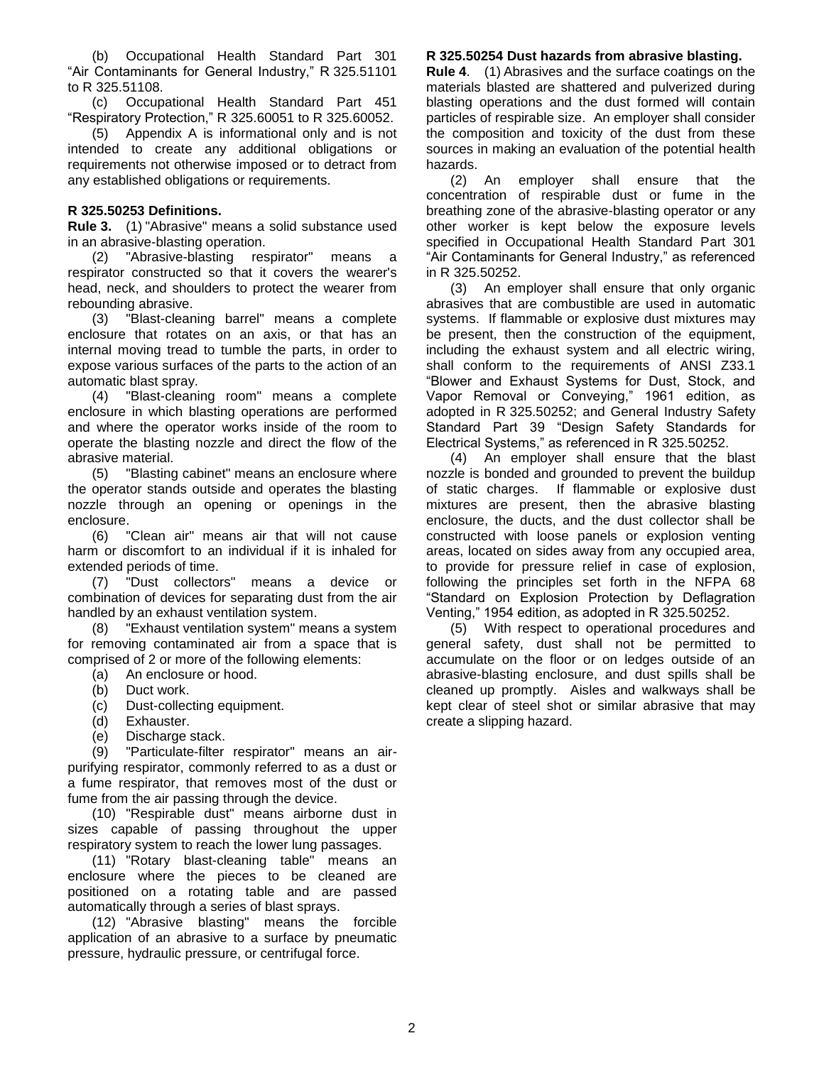(b) Occupational Health Standard Part 301 "Air Contaminants for General Industry," R 325.51101 to R 325.51108.

(c) Occupational Health Standard Part 451 "Respiratory Protection," R 325.60051 to R 325.60052.

(5) Appendix A is informational only and is not intended to create any additional obligations or requirements not otherwise imposed or to detract from any established obligations or requirements.

**R 325.50253 Definitions.**

**Rule 3.** (1) "Abrasive" means a solid substance used in an abrasive-blasting operation.

(2) "Abrasive-blasting respirator" means a respirator constructed so that it covers the wearer's head, neck, and shoulders to protect the wearer from rebounding abrasive.

(3) "Blast-cleaning barrel" means a complete enclosure that rotates on an axis, or that has an internal moving tread to tumble the parts, in order to expose various surfaces of the parts to the action of an automatic blast spray.

(4) "Blast-cleaning room" means a complete enclosure in which blasting operations are performed and where the operator works inside of the room to operate the blasting nozzle and direct the flow of the abrasive material.

(5) "Blasting cabinet" means an enclosure where the operator stands outside and operates the blasting nozzle through an opening or openings in the enclosure.

(6) "Clean air" means air that will not cause harm or discomfort to an individual if it is inhaled for extended periods of time.

(7) "Dust collectors" means a device or combination of devices for separating dust from the air handled by an exhaust ventilation system.

(8) "Exhaust ventilation system" means a system for removing contaminated air from a space that is comprised of 2 or more of the following elements:

(a) An enclosure or hood.

(b) Duct work.

(c) Dust-collecting equipment.

(d) Exhauster.

(e) Discharge stack.

(9) "Particulate-filter respirator" means an air-purifying respirator, commonly referred to as a dust or a fume respirator, that removes most of the dust or fume from the air passing through the device.

(10) "Respirable dust" means airborne dust in sizes capable of passing throughout the upper respiratory system to reach the lower lung passages.

(11) "Rotary blast-cleaning table" means an enclosure where the pieces to be cleaned are positioned on a rotating table and are passed automatically through a series of blast sprays.

(12) "Abrasive blasting" means the forcible application of an abrasive to a surface by pneumatic pressure, hydraulic pressure, or centrifugal force.

**R 325.50254 Dust hazards from abrasive blasting.**

**Rule 4**. (1) Abrasives and the surface coatings on the materials blasted are shattered and pulverized during blasting operations and the dust formed will contain particles of respirable size. An employer shall consider the composition and toxicity of the dust from these sources in making an evaluation of the potential health hazards.

(2) An employer shall ensure that the concentration of respirable dust or fume in the breathing zone of the abrasive-blasting operator or any other worker is kept below the exposure levels specified in Occupational Health Standard Part 301 "Air Contaminants for General Industry," as referenced in R 325.50252.

(3) An employer shall ensure that only organic abrasives that are combustible are used in automatic systems. If flammable or explosive dust mixtures may be present, then the construction of the equipment, including the exhaust system and all electric wiring, shall conform to the requirements of ANSI Z33.1 "Blower and Exhaust Systems for Dust, Stock, and Vapor Removal or Conveying," 1961 edition, as adopted in R 325.50252; and General Industry Safety Standard Part 39 "Design Safety Standards for Electrical Systems," as referenced in R 325.50252.

(4) An employer shall ensure that the blast nozzle is bonded and grounded to prevent the buildup of static charges. If flammable or explosive dust mixtures are present, then the abrasive blasting enclosure, the ducts, and the dust collector shall be constructed with loose panels or explosion venting areas, located on sides away from any occupied area, to provide for pressure relief in case of explosion, following the principles set forth in the NFPA 68 "Standard on Explosion Protection by Deflagration Venting," 1954 edition, as adopted in R 325.50252.

(5) With respect to operational procedures and general safety, dust shall not be permitted to accumulate on the floor or on ledges outside of an abrasive-blasting enclosure, and dust spills shall be cleaned up promptly. Aisles and walkways shall be kept clear of steel shot or similar abrasive that may create a slipping hazard.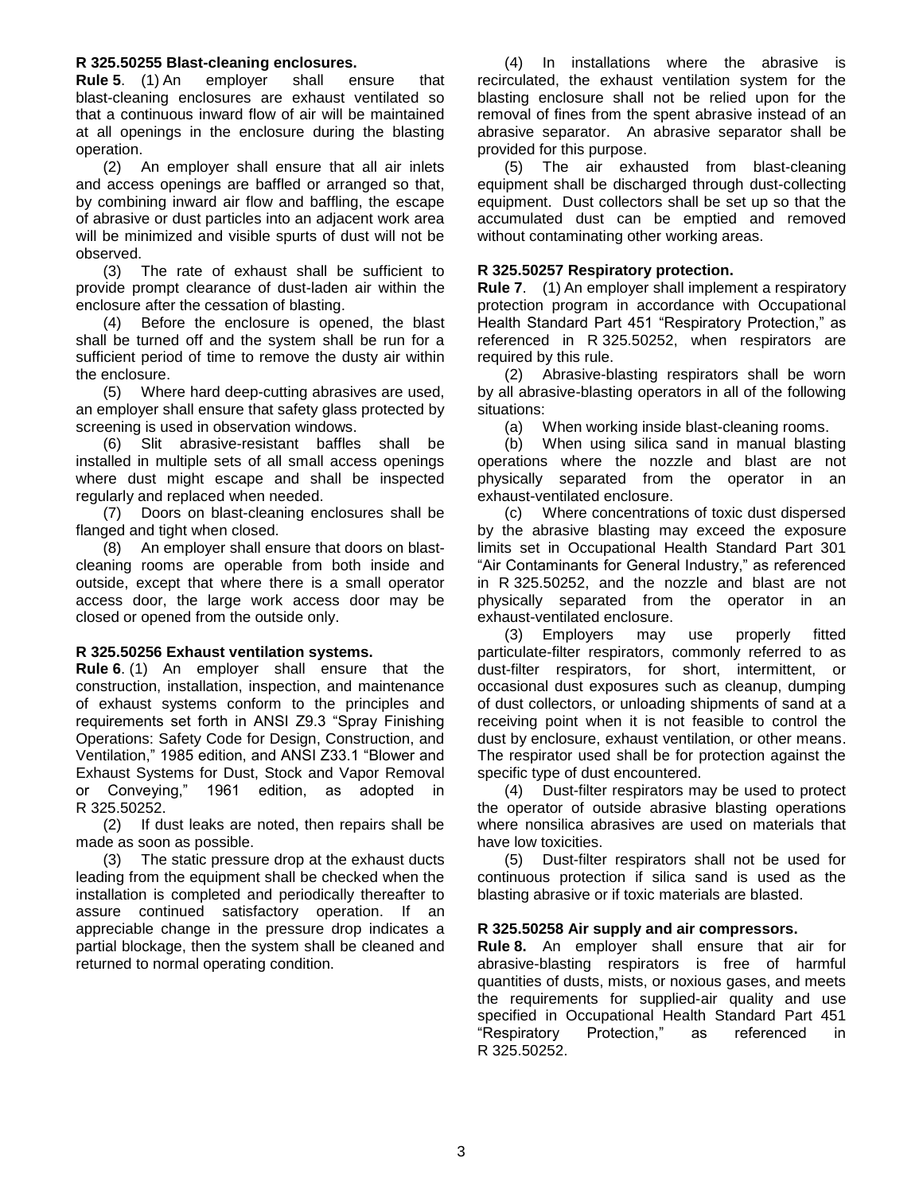**R 325.50255 Blast-cleaning enclosures.**

**Rule 5**. (1) An employer shall ensure that blast-cleaning enclosures are exhaust ventilated so that a continuous inward flow of air will be maintained at all openings in the enclosure during the blasting operation.

(2) An employer shall ensure that all air inlets and access openings are baffled or arranged so that, by combining inward air flow and baffling, the escape of abrasive or dust particles into an adjacent work area will be minimized and visible spurts of dust will not be observed.

(3) The rate of exhaust shall be sufficient to provide prompt clearance of dust-laden air within the enclosure after the cessation of blasting.

(4) Before the enclosure is opened, the blast shall be turned off and the system shall be run for a sufficient period of time to remove the dusty air within the enclosure.

(5) Where hard deep-cutting abrasives are used, an employer shall ensure that safety glass protected by screening is used in observation windows.

(6) Slit abrasive-resistant baffles shall be installed in multiple sets of all small access openings where dust might escape and shall be inspected regularly and replaced when needed.

(7) Doors on blast-cleaning enclosures shall be flanged and tight when closed.

(8) An employer shall ensure that doors on blast-cleaning rooms are operable from both inside and outside, except that where there is a small operator access door, the large work access door may be closed or opened from the outside only.

**R 325.50256 Exhaust ventilation systems.**

**Rule 6**. (1) An employer shall ensure that the construction, installation, inspection, and maintenance of exhaust systems conform to the principles and requirements set forth in ANSI Z9.3 "Spray Finishing Operations: Safety Code for Design, Construction, and Ventilation," 1985 edition, and ANSI Z33.1 "Blower and Exhaust Systems for Dust, Stock and Vapor Removal or Conveying," 1961 edition, as adopted in R 325.50252.

(2) If dust leaks are noted, then repairs shall be made as soon as possible.

(3) The static pressure drop at the exhaust ducts leading from the equipment shall be checked when the installation is completed and periodically thereafter to assure continued satisfactory operation. If an appreciable change in the pressure drop indicates a partial blockage, then the system shall be cleaned and returned to normal operating condition.

(4) In installations where the abrasive is recirculated, the exhaust ventilation system for the blasting enclosure shall not be relied upon for the removal of fines from the spent abrasive instead of an abrasive separator. An abrasive separator shall be provided for this purpose.

(5) The air exhausted from blast-cleaning equipment shall be discharged through dust-collecting equipment. Dust collectors shall be set up so that the accumulated dust can be emptied and removed without contaminating other working areas.

**R 325.50257 Respiratory protection.**

**Rule 7**. (1) An employer shall implement a respiratory protection program in accordance with Occupational Health Standard Part 451 "Respiratory Protection," as referenced in R 325.50252, when respirators are required by this rule.

(2) Abrasive-blasting respirators shall be worn by all abrasive-blasting operators in all of the following situations:

(a) When working inside blast-cleaning rooms.

(b) When using silica sand in manual blasting operations where the nozzle and blast are not physically separated from the operator in an exhaust-ventilated enclosure.

(c) Where concentrations of toxic dust dispersed by the abrasive blasting may exceed the exposure limits set in Occupational Health Standard Part 301 "Air Contaminants for General Industry," as referenced in R 325.50252, and the nozzle and blast are not physically separated from the operator in an exhaust-ventilated enclosure.

(3) Employers may use properly fitted particulate-filter respirators, commonly referred to as dust-filter respirators, for short, intermittent, or occasional dust exposures such as cleanup, dumping of dust collectors, or unloading shipments of sand at a receiving point when it is not feasible to control the dust by enclosure, exhaust ventilation, or other means. The respirator used shall be for protection against the specific type of dust encountered.

(4) Dust-filter respirators may be used to protect the operator of outside abrasive blasting operations where nonsilica abrasives are used on materials that have low toxicities.

(5) Dust-filter respirators shall not be used for continuous protection if silica sand is used as the blasting abrasive or if toxic materials are blasted.

**R 325.50258 Air supply and air compressors.**

**Rule 8.** An employer shall ensure that air for abrasive-blasting respirators is free of harmful quantities of dusts, mists, or noxious gases, and meets the requirements for supplied-air quality and use specified in Occupational Health Standard Part 451 "Respiratory Protection," as referenced in R 325.50252.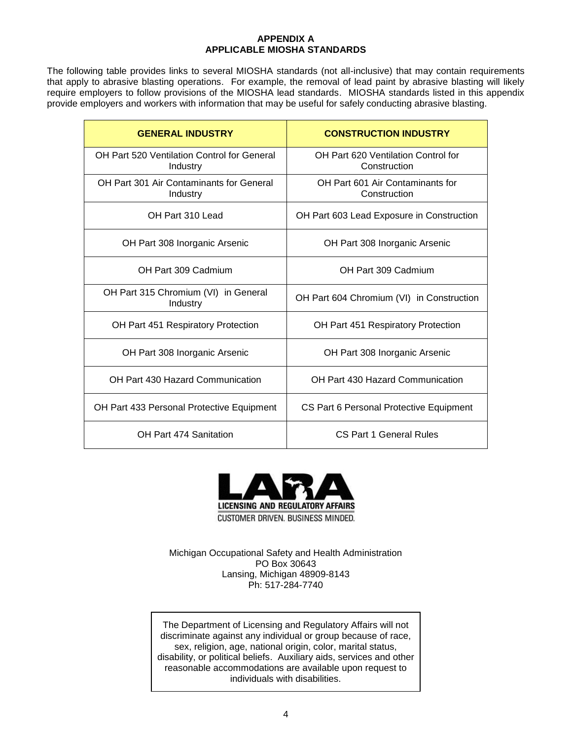# APPENDIX A
## APPLICABLE MIOSHA STANDARDS

The following table provides links to several MIOSHA standards (not all-inclusive) that may contain requirements that apply to abrasive blasting operations. For example, the removal of lead paint by abrasive blasting will likely require employers to follow provisions of the MIOSHA lead standards. MIOSHA standards listed in this appendix provide employers and workers with information that may be useful for safely conducting abrasive blasting.

| GENERAL INDUSTRY | CONSTRUCTION INDUSTRY |
|---|---|
| OH Part 520 Ventilation Control for General Industry | OH Part 620 Ventilation Control for Construction |
| OH Part 301 Air Contaminants for General Industry | OH Part 601 Air Contaminants for Construction |
| OH Part 310 Lead | OH Part 603 Lead Exposure in Construction |
| OH Part 308 Inorganic Arsenic | OH Part 308 Inorganic Arsenic |
| OH Part 309 Cadmium | OH Part 309 Cadmium |
| OH Part 315 Chromium (VI) in General Industry | OH Part 604 Chromium (VI) in Construction |
| OH Part 451 Respiratory Protection | OH Part 451 Respiratory Protection |
| OH Part 308 Inorganic Arsenic | OH Part 308 Inorganic Arsenic |
| OH Part 430 Hazard Communication | OH Part 430 Hazard Communication |
| OH Part 433 Personal Protective Equipment | CS Part 6 Personal Protective Equipment |
| OH Part 474 Sanitation | CS Part 1 General Rules |

LARA
LICENSING AND REGULATORY AFFAIRS
CUSTOMER DRIVEN. BUSINESS MINDED.

Michigan Occupational Safety and Health Administration
PO Box 30643
Lansing, Michigan 48909-8143
Ph: 517-284-7740

The Department of Licensing and Regulatory Affairs will not discriminate against any individual or group because of race, sex, religion, age, national origin, color, marital status, disability, or political beliefs. Auxiliary aids, services and other reasonable accommodations are available upon request to individuals with disabilities.